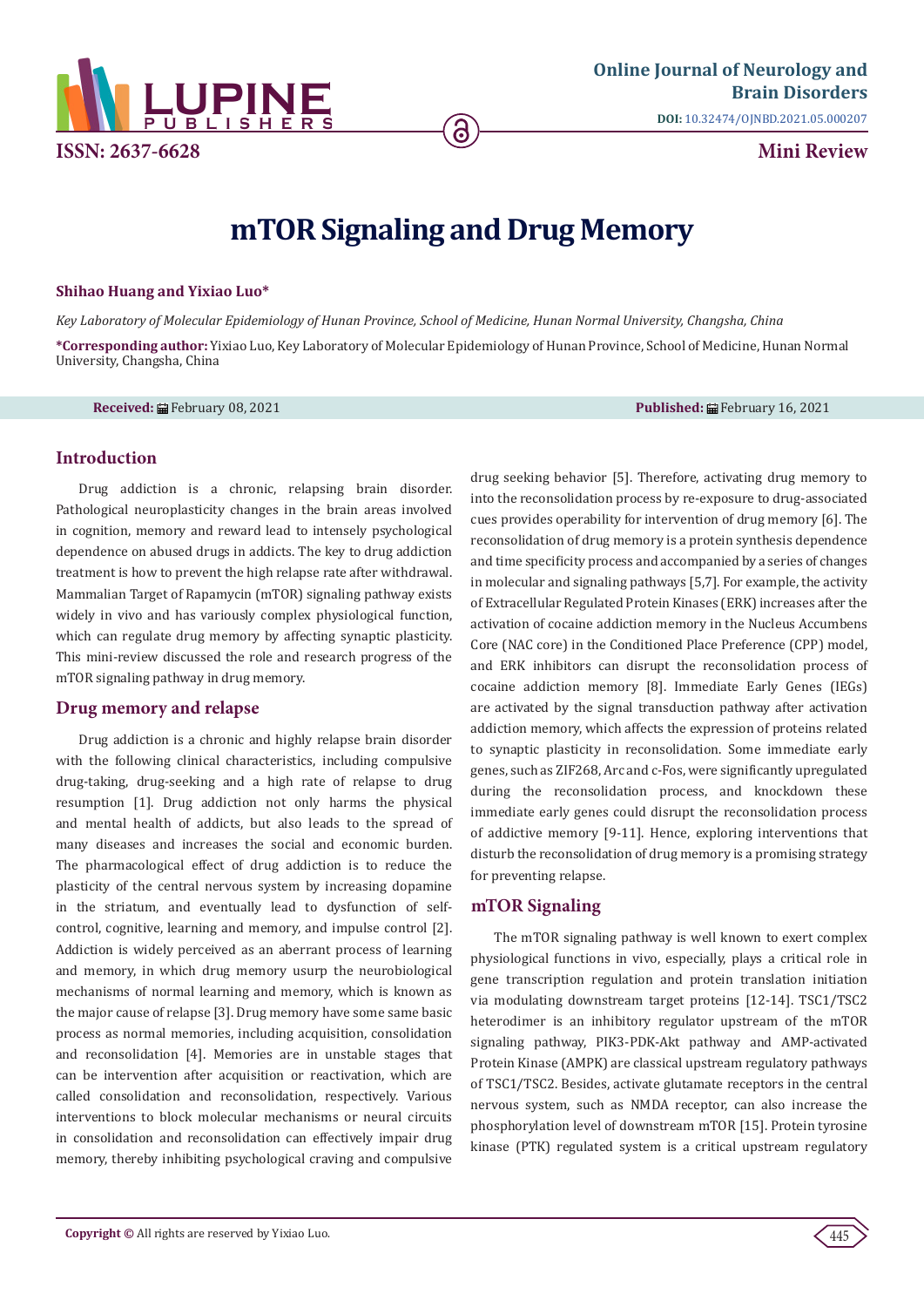# mTOR Signaling and Drug Memory

**Shihao Huang and Yixiao Luo***

*Key Laboratory of Molecular Epidemiology of Hunan Province, School of Medicine, Hunan Normal University, Changsha, China*

**\*Corresponding author:** Yixiao Luo, Key Laboratory of Molecular Epidemiology of Hunan Province, School of Medicine, Hunan Normal University, Changsha, China

**Received:** February 08, 2021 **Published:** February 16, 2021

## Introduction

Drug addiction is a chronic, relapsing brain disorder. Pathological neuroplasticity changes in the brain areas involved in cognition, memory and reward lead to intensely psychological dependence on abused drugs in addicts. The key to drug addiction treatment is how to prevent the high relapse rate after withdrawal. Mammalian Target of Rapamycin (mTOR) signaling pathway exists widely in vivo and has variously complex physiological function, which can regulate drug memory by affecting synaptic plasticity. This mini-review discussed the role and research progress of the mTOR signaling pathway in drug memory.

## Drug memory and relapse

Drug addiction is a chronic and highly relapse brain disorder with the following clinical characteristics, including compulsive drug-taking, drug-seeking and a high rate of relapse to drug resumption [1]. Drug addiction not only harms the physical and mental health of addicts, but also leads to the spread of many diseases and increases the social and economic burden. The pharmacological effect of drug addiction is to reduce the plasticity of the central nervous system by increasing dopamine in the striatum, and eventually lead to dysfunction of self-control, cognitive, learning and memory, and impulse control [2]. Addiction is widely perceived as an aberrant process of learning and memory, in which drug memory usurp the neurobiological mechanisms of normal learning and memory, which is known as the major cause of relapse [3]. Drug memory have some same basic process as normal memories, including acquisition, consolidation and reconsolidation [4]. Memories are in unstable stages that can be intervention after acquisition or reactivation, which are called consolidation and reconsolidation, respectively. Various interventions to block molecular mechanisms or neural circuits in consolidation and reconsolidation can effectively impair drug memory, thereby inhibiting psychological craving and compulsive drug seeking behavior [5]. Therefore, activating drug memory to into the reconsolidation process by re-exposure to drug-associated cues provides operability for intervention of drug memory [6]. The reconsolidation of drug memory is a protein synthesis dependence and time specificity process and accompanied by a series of changes in molecular and signaling pathways [5,7]. For example, the activity of Extracellular Regulated Protein Kinases (ERK) increases after the activation of cocaine addiction memory in the Nucleus Accumbens Core (NAC core) in the Conditioned Place Preference (CPP) model, and ERK inhibitors can disrupt the reconsolidation process of cocaine addiction memory [8]. Immediate Early Genes (IEGs) are activated by the signal transduction pathway after activation addiction memory, which affects the expression of proteins related to synaptic plasticity in reconsolidation. Some immediate early genes, such as ZIF268, Arc and c-Fos, were significantly upregulated during the reconsolidation process, and knockdown these immediate early genes could disrupt the reconsolidation process of addictive memory [9-11]. Hence, exploring interventions that disturb the reconsolidation of drug memory is a promising strategy for preventing relapse.

## mTOR Signaling

The mTOR signaling pathway is well known to exert complex physiological functions in vivo, especially, plays a critical role in gene transcription regulation and protein translation initiation via modulating downstream target proteins [12-14]. TSC1/TSC2 heterodimer is an inhibitory regulator upstream of the mTOR signaling pathway, PIK3-PDK-Akt pathway and AMP-activated Protein Kinase (AMPK) are classical upstream regulatory pathways of TSC1/TSC2. Besides, activate glutamate receptors in the central nervous system, such as NMDA receptor, can also increase the phosphorylation level of downstream mTOR [15]. Protein tyrosine kinase (PTK) regulated system is a critical upstream regulatory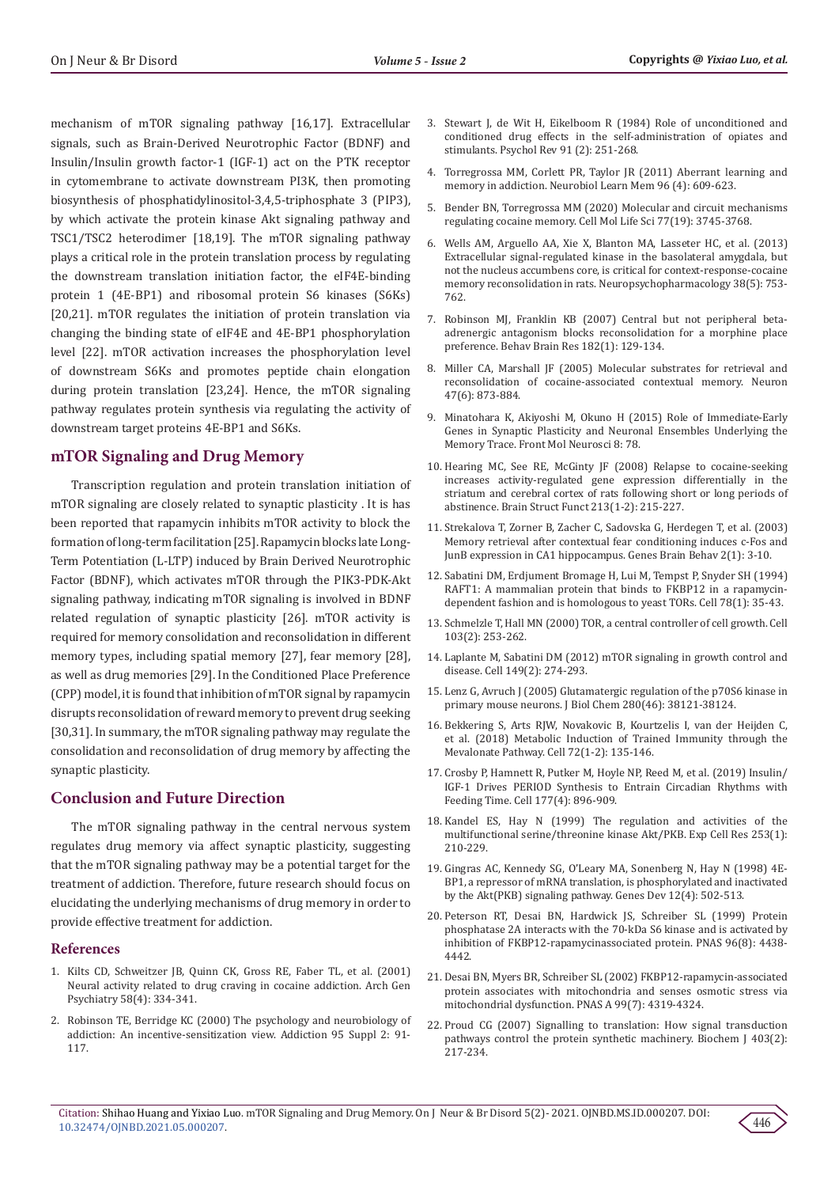mechanism of mTOR signaling pathway [16,17]. Extracellular signals, such as Brain-Derived Neurotrophic Factor (BDNF) and Insulin/Insulin growth factor-1 (IGF-1) act on the PTK receptor in cytomembrane to activate downstream PI3K, then promoting biosynthesis of phosphatidylinositol-3,4,5-triphosphate 3 (PIP3), by which activate the protein kinase Akt signaling pathway and TSC1/TSC2 heterodimer [18,19]. The mTOR signaling pathway plays a critical role in the protein translation process by regulating the downstream translation initiation factor, the eIF4E-binding protein 1 (4E-BP1) and ribosomal protein S6 kinases (S6Ks) [20,21]. mTOR regulates the initiation of protein translation via changing the binding state of eIF4E and 4E-BP1 phosphorylation level [22]. mTOR activation increases the phosphorylation level of downstream S6Ks and promotes peptide chain elongation during protein translation [23,24]. Hence, the mTOR signaling pathway regulates protein synthesis via regulating the activity of downstream target proteins 4E-BP1 and S6Ks.

## mTOR Signaling and Drug Memory

Transcription regulation and protein translation initiation of mTOR signaling are closely related to synaptic plasticity . It is has been reported that rapamycin inhibits mTOR activity to block the formation of long-term facilitation [25]. Rapamycin blocks late Long-Term Potentiation (L-LTP) induced by Brain Derived Neurotrophic Factor (BDNF), which activates mTOR through the PIK3-PDK-Akt signaling pathway, indicating mTOR signaling is involved in BDNF related regulation of synaptic plasticity [26]. mTOR activity is required for memory consolidation and reconsolidation in different memory types, including spatial memory [27], fear memory [28], as well as drug memories [29]. In the Conditioned Place Preference (CPP) model, it is found that inhibition of mTOR signal by rapamycin disrupts reconsolidation of reward memory to prevent drug seeking [30,31]. In summary, the mTOR signaling pathway may regulate the consolidation and reconsolidation of drug memory by affecting the synaptic plasticity.

## Conclusion and Future Direction

The mTOR signaling pathway in the central nervous system regulates drug memory via affect synaptic plasticity, suggesting that the mTOR signaling pathway may be a potential target for the treatment of addiction. Therefore, future research should focus on elucidating the underlying mechanisms of drug memory in order to provide effective treatment for addiction.

## References

1. Kilts CD, Schweitzer JB, Quinn CK, Gross RE, Faber TL, et al. (2001) Neural activity related to drug craving in cocaine addiction. Arch Gen Psychiatry 58(4): 334-341.
2. Robinson TE, Berridge KC (2000) The psychology and neurobiology of addiction: An incentive-sensitization view. Addiction 95 Suppl 2: 91-117.
3. Stewart J, de Wit H, Eikelboom R (1984) Role of unconditioned and conditioned drug effects in the self-administration of opiates and stimulants. Psychol Rev 91 (2): 251-268.
4. Torregrossa MM, Corlett PR, Taylor JR (2011) Aberrant learning and memory in addiction. Neurobiol Learn Mem 96 (4): 609-623.
5. Bender BN, Torregrossa MM (2020) Molecular and circuit mechanisms regulating cocaine memory. Cell Mol Life Sci 77(19): 3745-3768.
6. Wells AM, Arguello AA, Xie X, Blanton MA, Lasseter HC, et al. (2013) Extracellular signal-regulated kinase in the basolateral amygdala, but not the nucleus accumbens core, is critical for context-response-cocaine memory reconsolidation in rats. Neuropsychopharmacology 38(5): 753-762.
7. Robinson MJ, Franklin KB (2007) Central but not peripheral beta-adrenergic antagonism blocks reconsolidation for a morphine place preference. Behav Brain Res 182(1): 129-134.
8. Miller CA, Marshall JF (2005) Molecular substrates for retrieval and reconsolidation of cocaine-associated contextual memory. Neuron 47(6): 873-884.
9. Minatohara K, Akiyoshi M, Okuno H (2015) Role of Immediate-Early Genes in Synaptic Plasticity and Neuronal Ensembles Underlying the Memory Trace. Front Mol Neurosci 8: 78.
10. Hearing MC, See RE, McGinty JF (2008) Relapse to cocaine-seeking increases activity-regulated gene expression differentially in the striatum and cerebral cortex of rats following short or long periods of abstinence. Brain Struct Funct 213(1-2): 215-227.
11. Strekalova T, Zorner B, Zacher C, Sadovska G, Herdegen T, et al. (2003) Memory retrieval after contextual fear conditioning induces c-Fos and JunB expression in CA1 hippocampus. Genes Brain Behav 2(1): 3-10.
12. Sabatini DM, Erdjument Bromage H, Lui M, Tempst P, Snyder SH (1994) RAFT1: A mammalian protein that binds to FKBP12 in a rapamycin-dependent fashion and is homologous to yeast TORs. Cell 78(1): 35-43.
13. Schmelzle T, Hall MN (2000) TOR, a central controller of cell growth. Cell 103(2): 253-262.
14. Laplante M, Sabatini DM (2012) mTOR signaling in growth control and disease. Cell 149(2): 274-293.
15. Lenz G, Avruch J (2005) Glutamatergic regulation of the p70S6 kinase in primary mouse neurons. J Biol Chem 280(46): 38121-38124.
16. Bekkering S, Arts RJW, Novakovic B, Kourtzelis I, van der Heijden C, et al. (2018) Metabolic Induction of Trained Immunity through the Mevalonate Pathway. Cell 72(1-2): 135-146.
17. Crosby P, Hamnett R, Putker M, Hoyle NP, Reed M, et al. (2019) Insulin/IGF-1 Drives PERIOD Synthesis to Entrain Circadian Rhythms with Feeding Time. Cell 177(4): 896-909.
18. Kandel ES, Hay N (1999) The regulation and activities of the multifunctional serine/threonine kinase Akt/PKB. Exp Cell Res 253(1): 210-229.
19. Gingras AC, Kennedy SG, O'Leary MA, Sonenberg N, Hay N (1998) 4E-BP1, a repressor of mRNA translation, is phosphorylated and inactivated by the Akt(PKB) signaling pathway. Genes Dev 12(4): 502-513.
20. Peterson RT, Desai BN, Hardwick JS, Schreiber SL (1999) Protein phosphatase 2A interacts with the 70-kDa S6 kinase and is activated by inhibition of FKBP12-rapamycinassociated protein. PNAS 96(8): 4438-4442.
21. Desai BN, Myers BR, Schreiber SL (2002) FKBP12-rapamycin-associated protein associates with mitochondria and senses osmotic stress via mitochondrial dysfunction. PNAS A 99(7): 4319-4324.
22. Proud CG (2007) Signalling to translation: How signal transduction pathways control the protein synthetic machinery. Biochem J 403(2): 217-234.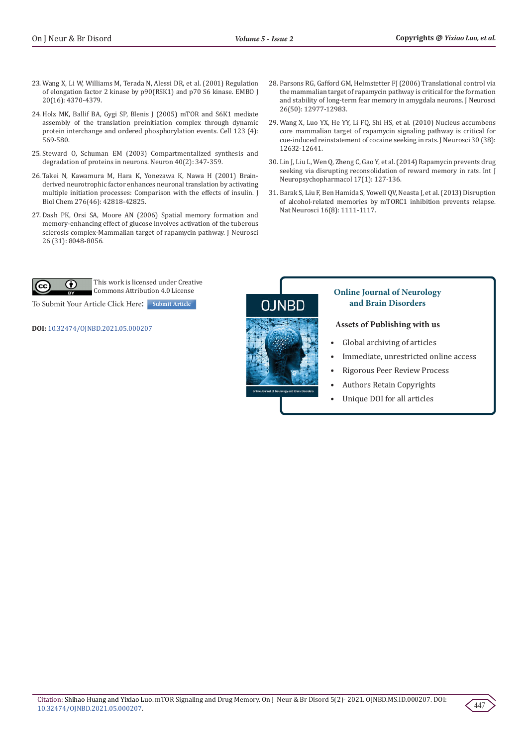23. Wang X, Li W, Williams M, Terada N, Alessi DR, et al. (2001) Regulation of elongation factor 2 kinase by p90(RSK1) and p70 S6 kinase. EMBO J 20(16): 4370-4379.
24. Holz MK, Ballif BA, Gygi SP, Blenis J (2005) mTOR and S6K1 mediate assembly of the translation preinitiation complex through dynamic protein interchange and ordered phosphorylation events. Cell 123 (4): 569-580.
25. Steward O, Schuman EM (2003) Compartmentalized synthesis and degradation of proteins in neurons. Neuron 40(2): 347-359.
26. Takei N, Kawamura M, Hara K, Yonezawa K, Nawa H (2001) Brain-derived neurotrophic factor enhances neuronal translation by activating multiple initiation processes: Comparison with the effects of insulin. J Biol Chem 276(46): 42818-42825.
27. Dash PK, Orsi SA, Moore AN (2006) Spatial memory formation and memory-enhancing effect of glucose involves activation of the tuberous sclerosis complex-Mammalian target of rapamycin pathway. J Neurosci 26 (31): 8048-8056.
28. Parsons RG, Gafford GM, Helmstetter FJ (2006) Translational control via the mammalian target of rapamycin pathway is critical for the formation and stability of long-term fear memory in amygdala neurons. J Neurosci 26(50): 12977-12983.
29. Wang X, Luo YX, He YY, Li FQ, Shi HS, et al. (2010) Nucleus accumbens core mammalian target of rapamycin signaling pathway is critical for cue-induced reinstatement of cocaine seeking in rats. J Neurosci 30 (38): 12632-12641.
30. Lin J, Liu L, Wen Q, Zheng C, Gao Y, et al. (2014) Rapamycin prevents drug seeking via disrupting reconsolidation of reward memory in rats. Int J Neuropsychopharmacol 17(1): 127-136.
31. Barak S, Liu F, Ben Hamida S, Yowell QV, Neasta J, et al. (2013) Disruption of alcohol-related memories by mTORC1 inhibition prevents relapse. Nat Neurosci 16(8): 1111-1117.

This work is licensed under Creative Commons Attribution 4.0 License

To Submit Your Article Click Here: Submit Article

**DOI:** 10.32474/OJNBD.2021.05.000207

**Online Journal of Neurology and Brain Disorders**

**Assets of Publishing with us**

- Global archiving of articles
- Immediate, unrestricted online access
- Rigorous Peer Review Process
- Authors Retain Copyrights
- Unique DOI for all articles

Citation: Shihao Huang and Yixiao Luo. mTOR Signaling and Drug Memory. On J Neur & Br Disord 5(2)- 2021. OJNBD.MS.ID.000207. DOI: 10.32474/OJNBD.2021.05.000207.